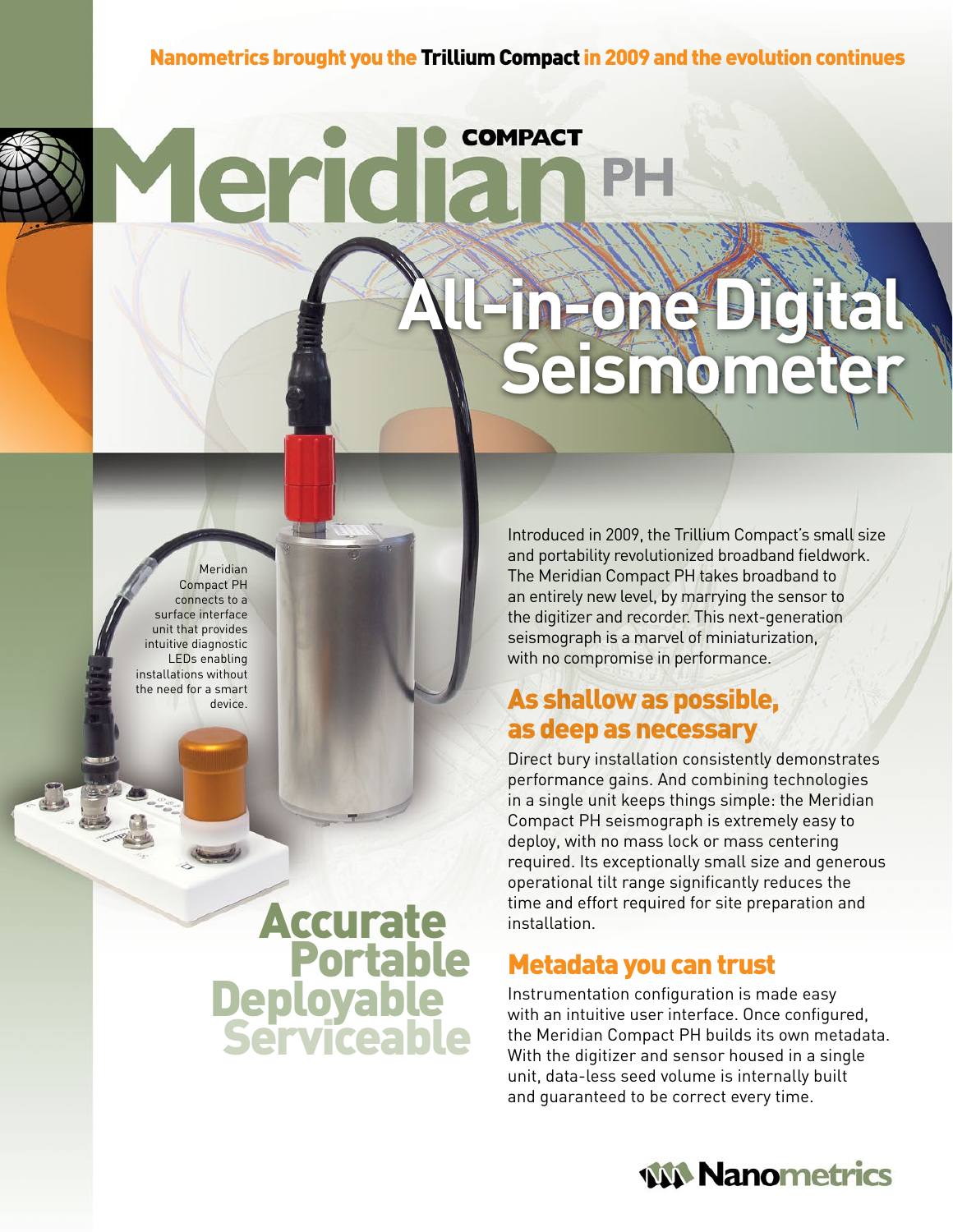Nanometrics brought you the **Trillium Compact** in 2009 and the evolution continues

# Meridian COMPACT PH

# All-in-one Digital Seismometer

Meridian Compact PH connects to a surface interface unit that provides intuitive diagnostic LEDs enabling installations without the need for a smart device.

**Accurate**
**Portable**
**Deployable**
**Serviceable**

Introduced in 2009, the Trillium Compact's small size and portability revolutionized broadband fieldwork. The Meridian Compact PH takes broadband to an entirely new level, by marrying the sensor to the digitizer and recorder. This next-generation seismograph is a marvel of miniaturization, with no compromise in performance.

## As shallow as possible, as deep as necessary

Direct bury installation consistently demonstrates performance gains. And combining technologies in a single unit keeps things simple: the Meridian Compact PH seismograph is extremely easy to deploy, with no mass lock or mass centering required. Its exceptionally small size and generous operational tilt range significantly reduces the time and effort required for site preparation and installation.

## Metadata you can trust

Instrumentation configuration is made easy with an intuitive user interface. Once configured, the Meridian Compact PH builds its own metadata. With the digitizer and sensor housed in a single unit, data-less seed volume is internally built and guaranteed to be correct every time.

Nanometrics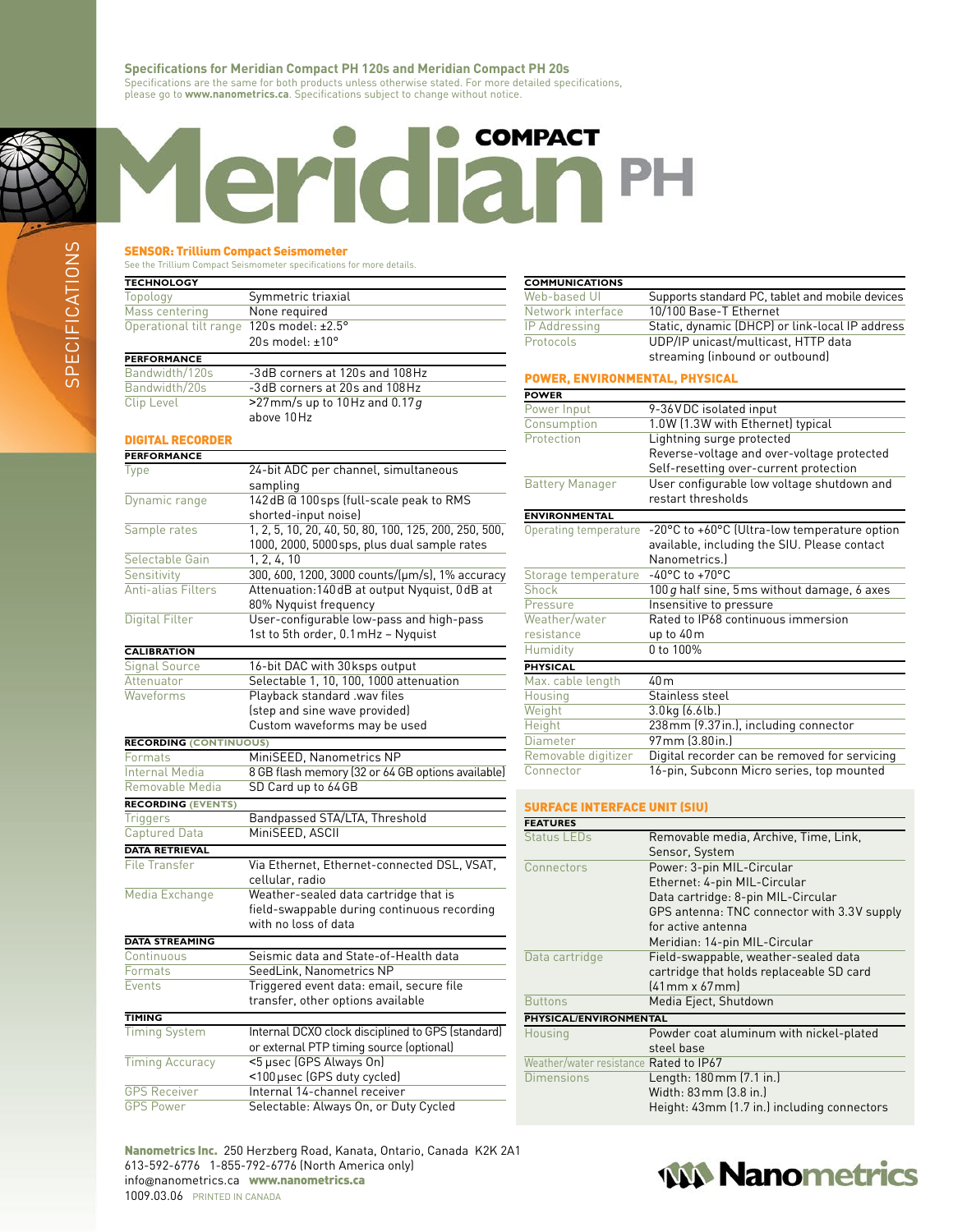## Specifications for Meridian Compact PH 120s and Meridian Compact PH 20s

Specifications are the same for both products unless otherwise stated. For more detailed specifications, please go to **www.nanometrics.ca**. Specifications subject to change without notice.

# Meridian COMPACT PH

SPECIFICATIONS

### SENSOR: Trillium Compact Seismometer

See the Trillium Compact Seismometer specifications for more details.

| TECHNOLOGY | |
|---|---|
| Topology | Symmetric triaxial |
| Mass centering | None required |
| Operational tilt range | 120s model: ±2.5°<br>20s model: ±10° |

| PERFORMANCE | |
|---|---|
| Bandwidth/120s | -3dB corners at 120s and 108Hz |
| Bandwidth/20s | -3dB corners at 20s and 108Hz |
| Clip Level | >27mm/s up to 10Hz and 0.17*g* above 10Hz |

### DIGITAL RECORDER

| PERFORMANCE | |
|---|---|
| Type | 24-bit ADC per channel, simultaneous sampling |
| Dynamic range | 142dB @ 100sps (full-scale peak to RMS shorted-input noise) |
| Sample rates | 1, 2, 5, 10, 20, 40, 50, 80, 100, 125, 200, 250, 500, 1000, 2000, 5000sps, plus dual sample rates |
| Selectable Gain | 1, 2, 4, 10 |
| Sensitivity | 300, 600, 1200, 3000 counts/(μm/s), 1% accuracy |
| Anti-alias Filters | Attenuation:140dB at output Nyquist, 0dB at 80% Nyquist frequency |
| Digital Filter | User-configurable low-pass and high-pass 1st to 5th order, 0.1mHz – Nyquist |

| CALIBRATION | |
|---|---|
| Signal Source | 16-bit DAC with 30ksps output |
| Attenuator | Selectable 1, 10, 100, 1000 attenuation |
| Waveforms | Playback standard .wav files (step and sine wave provided)<br>Custom waveforms may be used |

| RECORDING (CONTINUOUS) | |
|---|---|
| Formats | MiniSEED, Nanometrics NP |
| Internal Media | 8GB flash memory (32 or 64 GB options available) |
| Removable Media | SD Card up to 64GB |

| RECORDING (EVENTS) | |
|---|---|
| Triggers | Bandpassed STA/LTA, Threshold |
| Captured Data | MiniSEED, ASCII |

| DATA RETRIEVAL | |
|---|---|
| File Transfer | Via Ethernet, Ethernet-connected DSL, VSAT, cellular, radio |
| Media Exchange | Weather-sealed data cartridge that is field-swappable during continuous recording with no loss of data |

| DATA STREAMING | |
|---|---|
| Continuous | Seismic data and State-of-Health data |
| Formats | SeedLink, Nanometrics NP |
| Events | Triggered event data: email, secure file transfer, other options available |

| TIMING | |
|---|---|
| Timing System | Internal DCXO clock disciplined to GPS (standard) or external PTP timing source (optional) |
| Timing Accuracy | <5 μsec (GPS Always On)<br><100μsec (GPS duty cycled) |
| GPS Receiver | Internal 14-channel receiver |
| GPS Power | Selectable: Always On, or Duty Cycled |

| COMMUNICATIONS | |
|---|---|
| Web-based UI | Supports standard PC, tablet and mobile devices |
| Network interface | 10/100 Base-T Ethernet |
| IP Addressing | Static, dynamic (DHCP) or link-local IP address |
| Protocols | UDP/IP unicast/multicast, HTTP data streaming (inbound or outbound) |

### POWER, ENVIRONMENTAL, PHYSICAL

| POWER | |
|---|---|
| Power Input | 9-36VDC isolated input |
| Consumption | 1.0W (1.3W with Ethernet) typical |
| Protection | Lightning surge protected<br>Reverse-voltage and over-voltage protected<br>Self-resetting over-current protection |
| Battery Manager | User configurable low voltage shutdown and restart thresholds |

| ENVIRONMENTAL | |
|---|---|
| Operating temperature | -20°C to +60°C (Ultra-low temperature option available, including the SIU. Please contact Nanometrics.) |
| Storage temperature | -40°C to +70°C |
| Shock | 100*g* half sine, 5ms without damage, 6 axes |
| Pressure | Insensitive to pressure |
| Weather/water resistance | Rated to IP68 continuous immersion up to 40m |
| Humidity | 0 to 100% |

| PHYSICAL | |
|---|---|
| Max. cable length | 40m |
| Housing | Stainless steel |
| Weight | 3.0kg (6.6lb.) |
| Height | 238mm (9.37in.), including connector |
| Diameter | 97mm (3.80in.) |
| Removable digitizer | Digital recorder can be removed for servicing |
| Connector | 16-pin, Subconn Micro series, top mounted |

### SURFACE INTERFACE UNIT (SIU)

| FEATURES | |
|---|---|
| Status LEDs | Removable media, Archive, Time, Link, Sensor, System |
| Connectors | Power: 3-pin MIL-Circular<br>Ethernet: 4-pin MIL-Circular<br>Data cartridge: 8-pin MIL-Circular<br>GPS antenna: TNC connector with 3.3V supply for active antenna<br>Meridian: 14-pin MIL-Circular |
| Data cartridge | Field-swappable, weather-sealed data cartridge that holds replaceable SD card (41mm x 67mm) |
| Buttons | Media Eject, Shutdown |

| PHYSICAL/ENVIRONMENTAL | |
|---|---|
| Housing | Powder coat aluminum with nickel-plated steel base |
| Weather/water resistance | Rated to IP67 |
| Dimensions | Length: 180mm (7.1 in.)<br>Width: 83mm (3.8 in.)<br>Height: 43mm (1.7 in.) including connectors |

**Nanometrics Inc.** 250 Herzberg Road, Kanata, Ontario, Canada K2K 2A1
613-592-6776 1-855-792-6776 (North America only)
info@nanometrics.ca **www.nanometrics.ca**
1009.03.06 PRINTED IN CANADA

Nanometrics